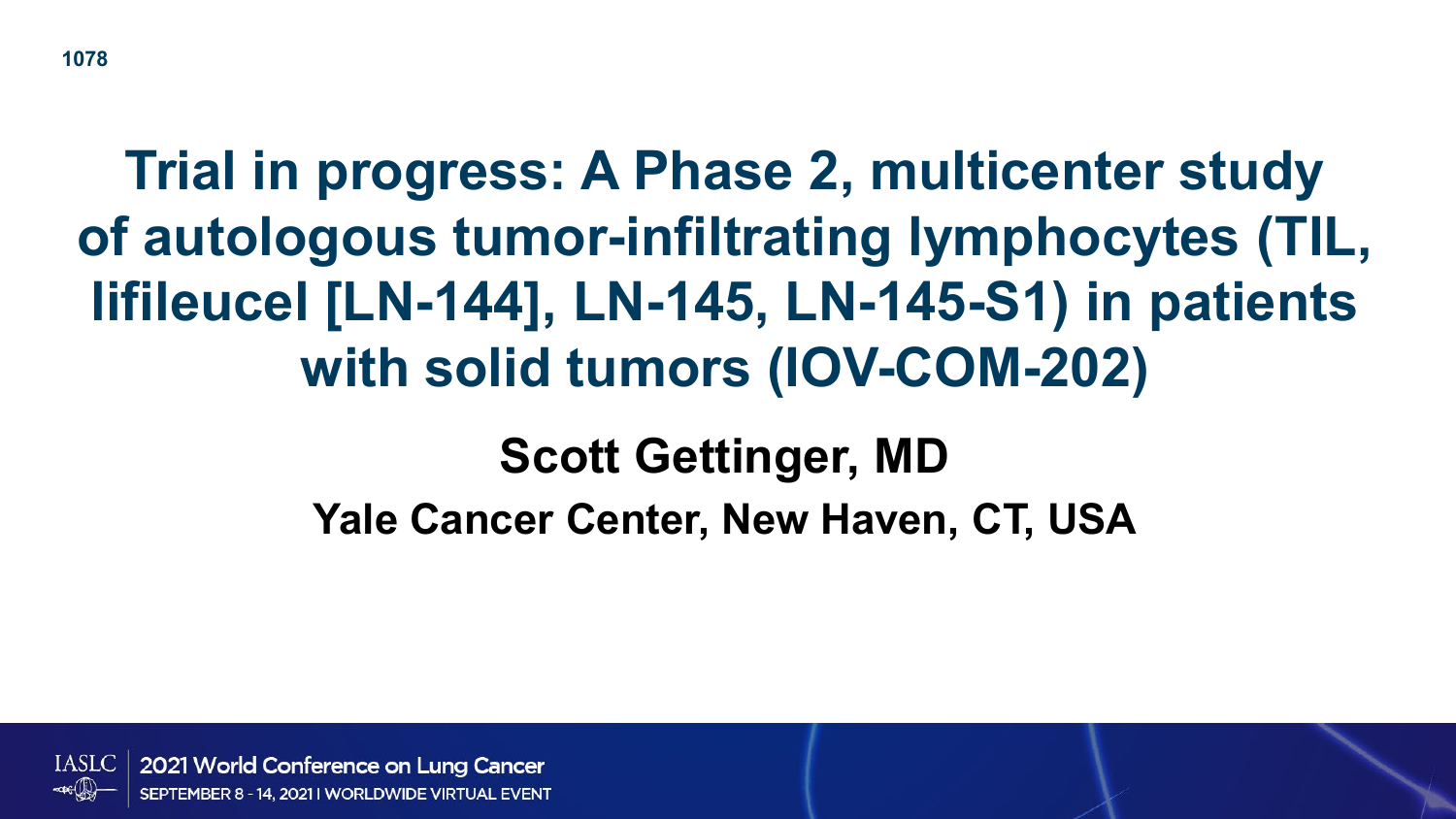1078

# Trial in progress: A Phase 2, multicenter study of autologous tumor-infiltrating lymphocytes (TIL, lifileucel [LN-144], LN-145, LN-145-S1) in patients with solid tumors (IOV-COM-202)

## Scott Gettinger, MD

### Yale Cancer Center, New Haven, CT, USA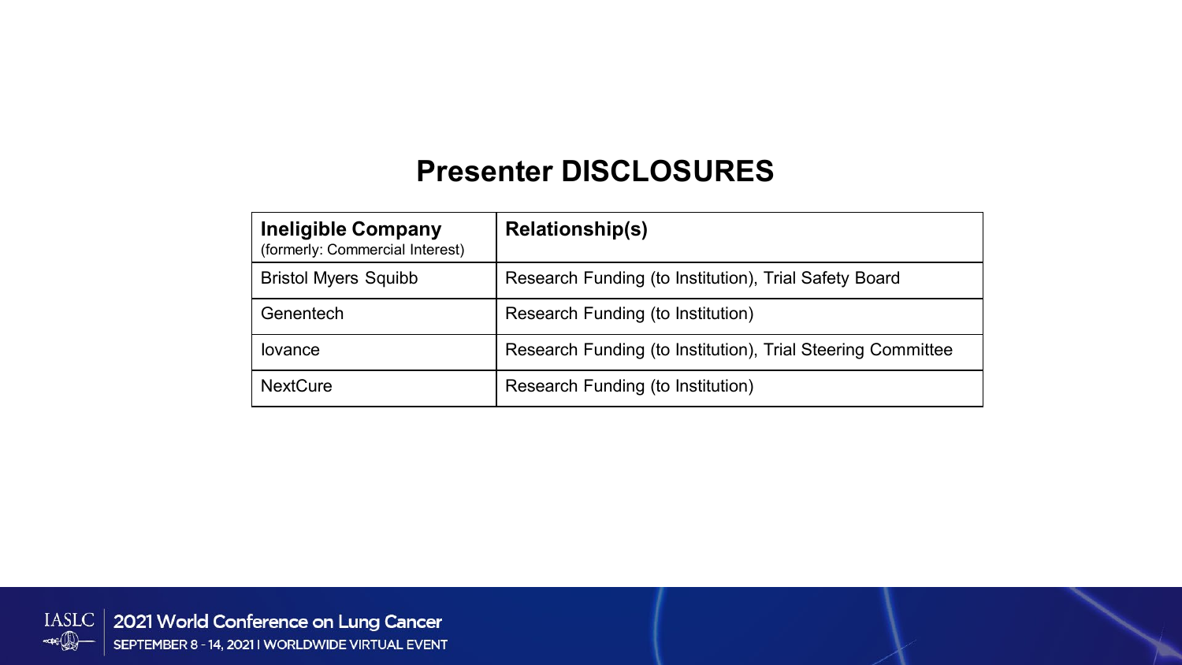# Presenter DISCLOSURES

| **Ineligible Company** (formerly: Commercial Interest) | **Relationship(s)** |
|---|---|
| Bristol Myers Squibb | Research Funding (to Institution), Trial Safety Board |
| Genentech | Research Funding (to Institution) |
| Iovance | Research Funding (to Institution), Trial Steering Committee |
| NextCure | Research Funding (to Institution) |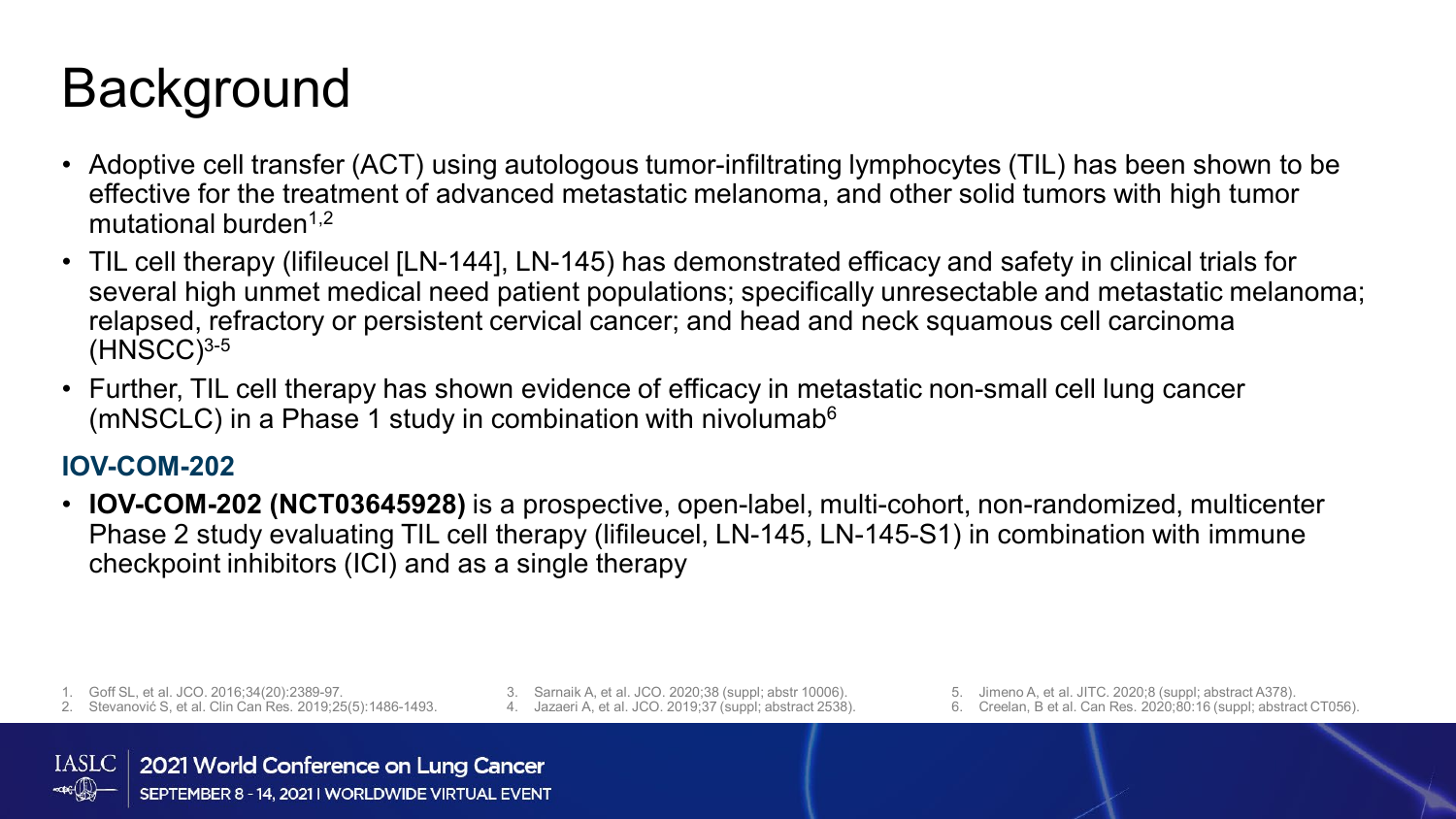# Background

- Adoptive cell transfer (ACT) using autologous tumor-infiltrating lymphocytes (TIL) has been shown to be effective for the treatment of advanced metastatic melanoma, and other solid tumors with high tumor mutational burden[1,2]
- TIL cell therapy (lifileucel [LN-144], LN-145) has demonstrated efficacy and safety in clinical trials for several high unmet medical need patient populations; specifically unresectable and metastatic melanoma; relapsed, refractory or persistent cervical cancer; and head and neck squamous cell carcinoma (HNSCC)[3-5]
- Further, TIL cell therapy has shown evidence of efficacy in metastatic non-small cell lung cancer (mNSCLC) in a Phase 1 study in combination with nivolumab[6]

## IOV-COM-202

- **IOV-COM-202 (NCT03645928)** is a prospective, open-label, multi-cohort, non-randomized, multicenter Phase 2 study evaluating TIL cell therapy (lifileucel, LN-145, LN-145-S1) in combination with immune checkpoint inhibitors (ICI) and as a single therapy

1. Goff SL, et al. JCO. 2016;34(20):2389-97.
2. Stevanović S, et al. Clin Can Res. 2019;25(5):1486-1493.
3. Sarnaik A, et al. JCO. 2020;38 (suppl; abstr 10006).
4. Jazaeri A, et al. JCO. 2019;37 (suppl; abstract 2538).
5. Jimeno A, et al. JITC. 2020;8 (suppl; abstract A378).
6. Creelan, B et al. Can Res. 2020;80:16 (suppl; abstract CT056).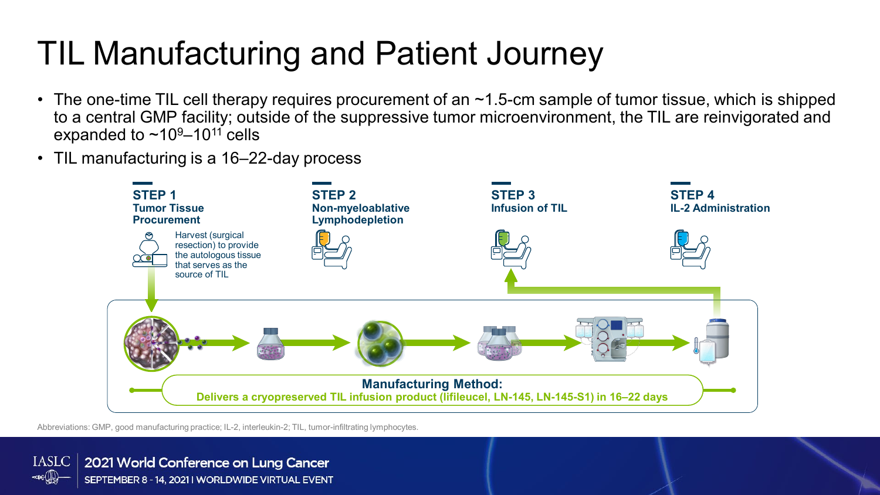# TIL Manufacturing and Patient Journey

- The one-time TIL cell therapy requires procurement of an ~1.5-cm sample of tumor tissue, which is shipped to a central GMP facility; outside of the suppressive tumor microenvironment, the TIL are reinvigorated and expanded to ~$10^9$–$10^{11}$ cells
- TIL manufacturing is a 16–22-day process

**STEP 1**
**Tumor Tissue Procurement**

Harvest (surgical resection) to provide the autologous tissue that serves as the source of TIL

**STEP 2**
**Non-myeloablative Lymphodepletion**

**STEP 3**
**Infusion of TIL**

**STEP 4**
**IL-2 Administration**

**Manufacturing Method:**
**Delivers a cryopreserved TIL infusion product (lifileucel, LN-145, LN-145-S1) in 16–22 days**

Abbreviations: GMP, good manufacturing practice; IL-2, interleukin-2; TIL, tumor-infiltrating lymphocytes.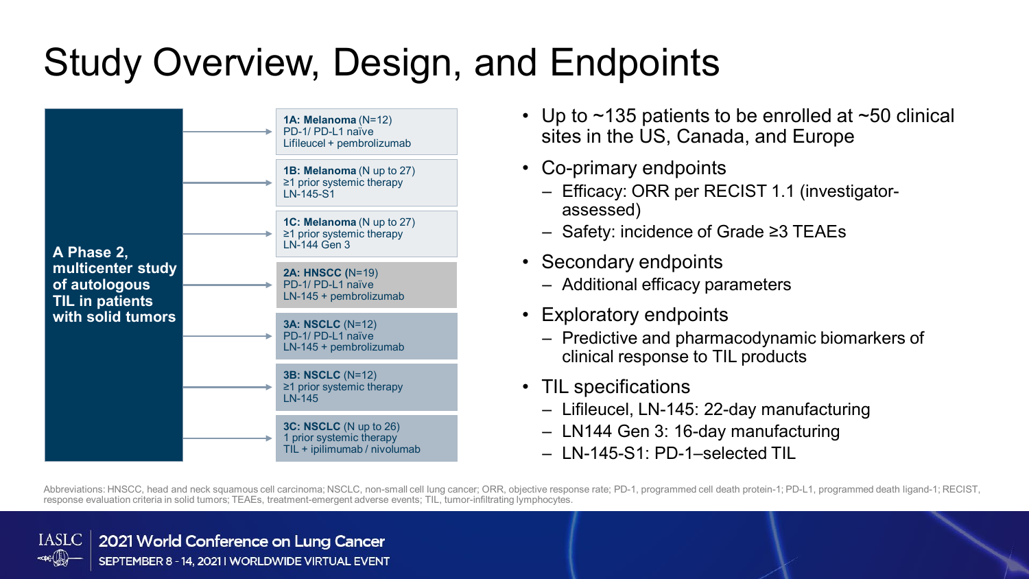# Study Overview, Design, and Endpoints

**A Phase 2, multicenter study of autologous TIL in patients with solid tumors**

- **1A: Melanoma** (N=12)
  PD-1/ PD-L1 naïve
  Lifileucel + pembrolizumab
- **1B: Melanoma** (N up to 27)
  ≥1 prior systemic therapy
  LN-145-S1
- **1C: Melanoma** (N up to 27)
  ≥1 prior systemic therapy
  LN-144 Gen 3
- **2A: HNSCC** (N=19)
  PD-1/ PD-L1 naïve
  LN-145 + pembrolizumab
- **3A: NSCLC** (N=12)
  PD-1/ PD-L1 naïve
  LN-145 + pembrolizumab
- **3B: NSCLC** (N=12)
  ≥1 prior systemic therapy
  LN-145
- **3C: NSCLC** (N up to 26)
  1 prior systemic therapy
  TIL + ipilimumab / nivolumab

- Up to ~135 patients to be enrolled at ~50 clinical sites in the US, Canada, and Europe
- Co-primary endpoints
  - Efficacy: ORR per RECIST 1.1 (investigator-assessed)
  - Safety: incidence of Grade ≥3 TEAEs
- Secondary endpoints
  - Additional efficacy parameters
- Exploratory endpoints
  - Predictive and pharmacodynamic biomarkers of clinical response to TIL products
- TIL specifications
  - Lifileucel, LN-145: 22-day manufacturing
  - LN144 Gen 3: 16-day manufacturing
  - LN-145-S1: PD-1–selected TIL

Abbreviations: HNSCC, head and neck squamous cell carcinoma; NSCLC, non-small cell lung cancer; ORR, objective response rate; PD-1, programmed cell death protein-1; PD-L1, programmed death ligand-1; RECIST, response evaluation criteria in solid tumors; TEAEs, treatment-emergent adverse events; TIL, tumor-infiltrating lymphocytes.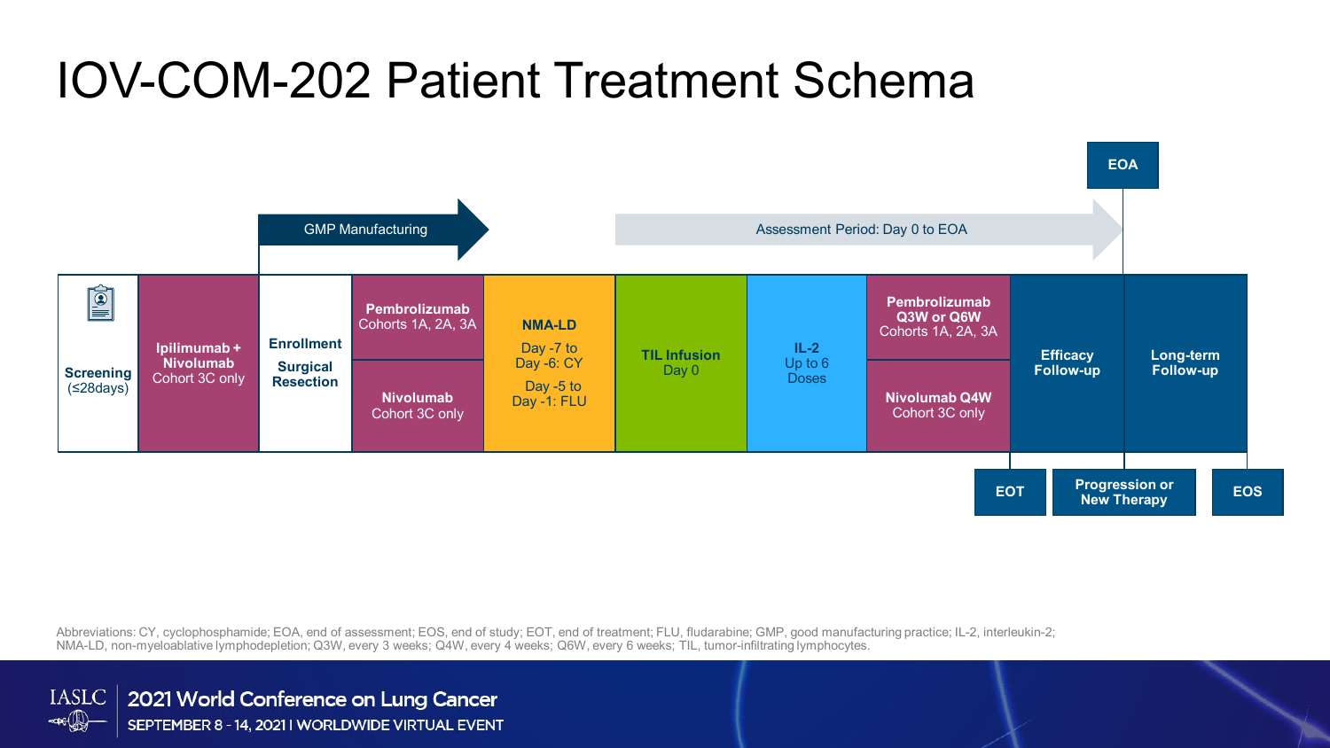# IOV-COM-202 Patient Treatment Schema

**GMP Manufacturing** → 

**Assessment Period: Day 0 to EOA** → **EOA**

| Screening (≤28days) | **Ipilimumab + Nivolumab** Cohort 3C only | **Enrollment** **Surgical Resection** | **Pembrolizumab** Cohorts 1A, 2A, 3A / **Nivolumab** Cohort 3C only | **NMA-LD** Day -7 to Day -6: CY; Day -5 to Day -1: FLU | **TIL Infusion** Day 0 | **IL-2** Up to 6 Doses | **Pembrolizumab Q3W or Q6W** Cohorts 1A, 2A, 3A / **Nivolumab Q4W** Cohort 3C only | **Efficacy Follow-up** | **Long-term Follow-up** |
|---|---|---|---|---|---|---|---|---|---|

**EOT** · **Progression or New Therapy** · **EOS**

Abbreviations: CY, cyclophosphamide; EOA, end of assessment; EOS, end of study; EOT, end of treatment; FLU, fludarabine; GMP, good manufacturing practice; IL-2, interleukin-2; NMA-LD, non-myeloablative lymphodepletion; Q3W, every 3 weeks; Q4W, every 4 weeks; Q6W, every 6 weeks; TIL, tumor-infiltrating lymphocytes.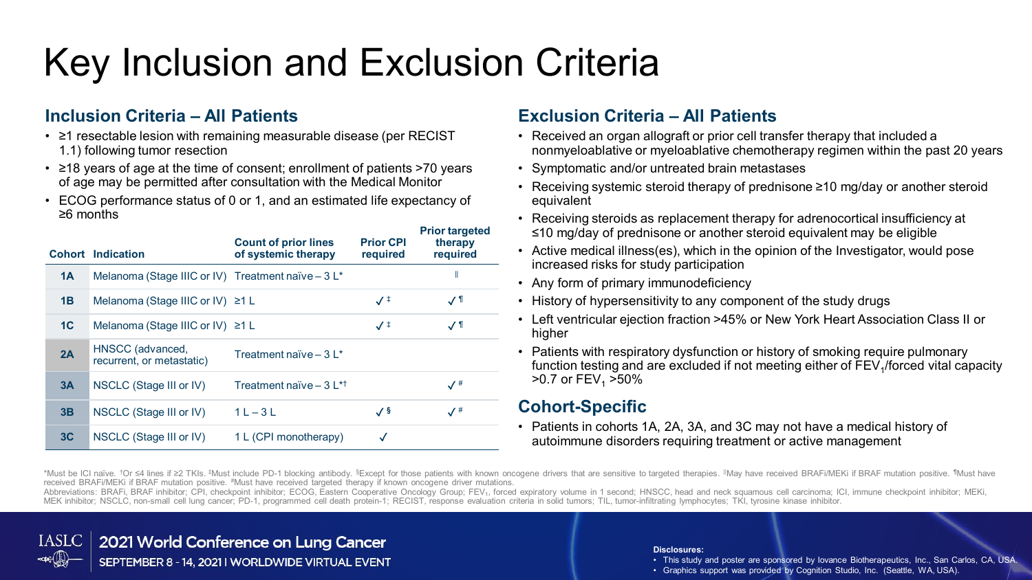# Key Inclusion and Exclusion Criteria

## Inclusion Criteria – All Patients

- ≥1 resectable lesion with remaining measurable disease (per RECIST 1.1) following tumor resection
- ≥18 years of age at the time of consent; enrollment of patients >70 years of age may be permitted after consultation with the Medical Monitor
- ECOG performance status of 0 or 1, and an estimated life expectancy of ≥6 months

| Cohort | Indication | Count of prior lines of systemic therapy | Prior CPI required | Prior targeted therapy required |
|---|---|---|---|---|
| 1A | Melanoma (Stage IIIC or IV) | Treatment naïve – 3 L* | | ‖ |
| 1B | Melanoma (Stage IIIC or IV) | ≥1 L | ✓‡ | ✓¶ |
| 1C | Melanoma (Stage IIIC or IV) | ≥1 L | ✓‡ | ✓¶ |
| 2A | HNSCC (advanced, recurrent, or metastatic) | Treatment naïve – 3 L* | | |
| 3A | NSCLC (Stage III or IV) | Treatment naïve – 3 L*† | | ✓# |
| 3B | NSCLC (Stage III or IV) | 1 L – 3 L | ✓§ | ✓# |
| 3C | NSCLC (Stage III or IV) | 1 L (CPI monotherapy) | ✓ | |

## Exclusion Criteria – All Patients

- Received an organ allograft or prior cell transfer therapy that included a nonmyeloablative or myeloablative chemotherapy regimen within the past 20 years
- Symptomatic and/or untreated brain metastases
- Receiving systemic steroid therapy of prednisone ≥10 mg/day or another steroid equivalent
- Receiving steroids as replacement therapy for adrenocortical insufficiency at ≤10 mg/day of prednisone or another steroid equivalent may be eligible
- Active medical illness(es), which in the opinion of the Investigator, would pose increased risks for study participation
- Any form of primary immunodeficiency
- History of hypersensitivity to any component of the study drugs
- Left ventricular ejection fraction >45% or New York Heart Association Class II or higher
- Patients with respiratory dysfunction or history of smoking require pulmonary function testing and are excluded if not meeting either of $FEV_1$/forced vital capacity >0.7 or $FEV_1$ >50%

## Cohort-Specific

- Patients in cohorts 1A, 2A, 3A, and 3C may not have a medical history of autoimmune disorders requiring treatment or active management

*Must be ICI naïve. †Or ≤4 lines if ≥2 TKIs. ‡Must include PD-1 blocking antibody. §Except for those patients with known oncogene drivers that are sensitive to targeted therapies. ‖May have received BRAFi/MEKi if BRAF mutation positive. ¶Must have received BRAFi/MEKi if BRAF mutation positive. #Must have received targeted therapy if known oncogene driver mutations.

Abbreviations: BRAFi, BRAF inhibitor; CPI, checkpoint inhibitor; ECOG, Eastern Cooperative Oncology Group; $FEV_1$, forced expiratory volume in 1 second; HNSCC, head and neck squamous cell carcinoma; ICI, immune checkpoint inhibitor; MEKi, MEK inhibitor; NSCLC, non-small cell lung cancer; PD-1, programmed cell death protein-1; RECIST, response evaluation criteria in solid tumors; TIL, tumor-infiltrating lymphocytes; TKI, tyrosine kinase inhibitor.

**Disclosures:**
- This study and poster are sponsored by Iovance Biotherapeutics, Inc., San Carlos, CA, USA.
- Graphics support was provided by Cognition Studio, Inc. (Seattle, WA, USA).